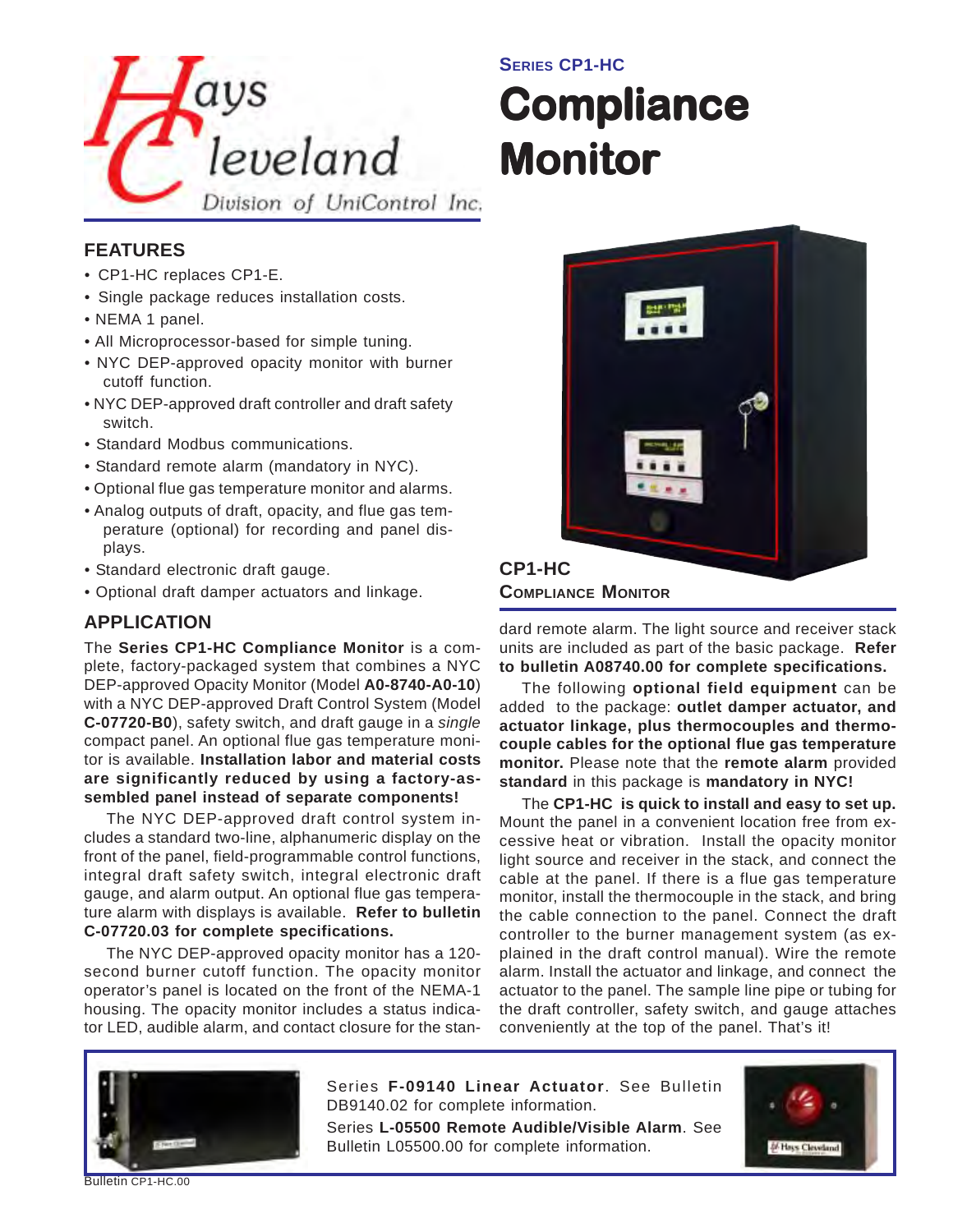Hays Cleveland
Division of UniControl Inc.

**Series CP1-HC**

# Compliance Monitor

## FEATURES

- CP1-HC replaces CP1-E.
- Single package reduces installation costs.
- NEMA 1 panel.
- All Microprocessor-based for simple tuning.
- NYC DEP-approved opacity monitor with burner cutoff function.
- NYC DEP-approved draft controller and draft safety switch.
- Standard Modbus communications.
- Standard remote alarm (mandatory in NYC).
- Optional flue gas temperature monitor and alarms.
- Analog outputs of draft, opacity, and flue gas temperature (optional) for recording and panel displays.
- Standard electronic draft gauge.
- Optional draft damper actuators and linkage.

## APPLICATION

The **Series CP1-HC Compliance Monitor** is a complete, factory-packaged system that combines a NYC DEP-approved Opacity Monitor (Model **A0-8740-A0-10**) with a NYC DEP-approved Draft Control System (Model **C-07720-B0**), safety switch, and draft gauge in a *single* compact panel. An optional flue gas temperature monitor is available. **Installation labor and material costs are significantly reduced by using a factory-assembled panel instead of separate components!**

The NYC DEP-approved draft control system includes a standard two-line, alphanumeric display on the front of the panel, field-programmable control functions, integral draft safety switch, integral electronic draft gauge, and alarm output. An optional flue gas temperature alarm with displays is available. **Refer to bulletin C-07720.03 for complete specifications.**

The NYC DEP-approved opacity monitor has a 120-second burner cutoff function. The opacity monitor operator's panel is located on the front of the NEMA-1 housing. The opacity monitor includes a status indicator LED, audible alarm, and contact closure for the standard remote alarm. The light source and receiver stack units are included as part of the basic package. **Refer to bulletin A08740.00 for complete specifications.**

**CP1-HC**
**Compliance Monitor**

The following **optional field equipment** can be added to the package: **outlet damper actuator, and actuator linkage, plus thermocouples and thermocouple cables for the optional flue gas temperature monitor.** Please note that the **remote alarm** provided **standard** in this package is **mandatory in NYC!**

The **CP1-HC is quick to install and easy to set up.** Mount the panel in a convenient location free from excessive heat or vibration. Install the opacity monitor light source and receiver in the stack, and connect the cable at the panel. If there is a flue gas temperature monitor, install the thermocouple in the stack, and bring the cable connection to the panel. Connect the draft controller to the burner management system (as explained in the draft control manual). Wire the remote alarm. Install the actuator and linkage, and connect the actuator to the panel. The sample line pipe or tubing for the draft controller, safety switch, and gauge attaches conveniently at the top of the panel. That's it!

Series **F-09140 Linear Actuator**. See Bulletin DB9140.02 for complete information.

Series **L-05500 Remote Audible/Visible Alarm**. See Bulletin L05500.00 for complete information.

Bulletin CP1-HC.00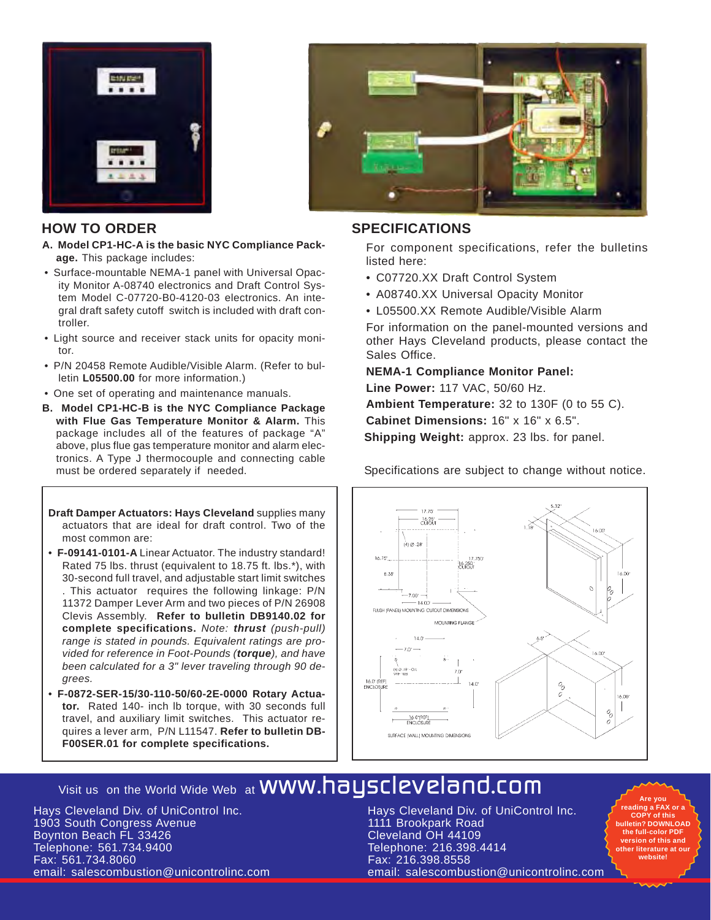## HOW TO ORDER

**A. Model CP1-HC-A is the basic NYC Compliance Package.** This package includes:

- Surface-mountable NEMA-1 panel with Universal Opacity Monitor A-08740 electronics and Draft Control System Model C-07720-B0-4120-03 electronics. An integral draft safety cutoff switch is included with draft controller.
- Light source and receiver stack units for opacity monitor.
- P/N 20458 Remote Audible/Visible Alarm. (Refer to bulletin **L05500.00** for more information.)
- One set of operating and maintenance manuals.

**B. Model CP1-HC-B is the NYC Compliance Package with Flue Gas Temperature Monitor & Alarm.** This package includes all of the features of package "A" above, plus flue gas temperature monitor and alarm electronics. A Type J thermocouple and connecting cable must be ordered separately if needed.

## SPECIFICATIONS

For component specifications, refer the bulletins listed here:

- C07720.XX Draft Control System
- A08740.XX Universal Opacity Monitor
- L05500.XX Remote Audible/Visible Alarm

For information on the panel-mounted versions and other Hays Cleveland products, please contact the Sales Office.

**NEMA-1 Compliance Monitor Panel:**

**Line Power:** 117 VAC, 50/60 Hz.

**Ambient Temperature:** 32 to 130F (0 to 55 C).

**Cabinet Dimensions:** 16" x 16" x 6.5".

**Shipping Weight:** approx. 23 lbs. for panel.

Specifications are subject to change without notice.

**Draft Damper Actuators: Hays Cleveland** supplies many actuators that are ideal for draft control. Two of the most common are:

- **F-09141-0101-A** Linear Actuator. The industry standard! Rated 75 lbs. thrust (equivalent to 18.75 ft. lbs.*), with 30-second full travel, and adjustable start limit switches. This actuator requires the following linkage: P/N 11372 Damper Lever Arm and two pieces of P/N 26908 Clevis Assembly. **Refer to bulletin DB9140.02 for complete specifications.** *Note: **thrust** (push-pull) range is stated in pounds. Equivalent ratings are provided for reference in Foot-Pounds (**torque**), and have been calculated for a 3" lever traveling through 90 degrees.*
- **F-0872-SER-15/30-110-50/60-2E-0000 Rotary Actuator.** Rated 140- inch lb torque, with 30 seconds full travel, and auxiliary limit switches. This actuator requires a lever arm, P/N L11547. **Refer to bulletin DB-F00SER.01 for complete specifications.**

17.75"
16.25" CUTOUT
(4) Ø .28"
16.75"
17.750"
16.250" CUTOUT
8.38"
7.00"
14.00"
FLUSH (PANEL) MOUNTING CUTOUT DIMENSIONS
MOUNTING FLANGE
5.32"
1.18"
16.00"
16.00"
14.0"
7.0"
7.0"
14.0"
16.0" (REF) ENCLOSURE
16.0" (REF) ENCLOSURE
SURFACE (WALL) MOUNTING DIMENSIONS
6.8"
16.00"
16.00"

Visit us on the World Wide Web at **www.hayscleveland.com**

Hays Cleveland Div. of UniControl Inc.
1903 South Congress Avenue
Boynton Beach FL 33426
Telephone: 561.734.9400
Fax: 561.734.8060
email: salescombustion@unicontrolinc.com

Hays Cleveland Div. of UniControl Inc.
1111 Brookpark Road
Cleveland OH 44109
Telephone: 216.398.4414
Fax: 216.398.8558
email: salescombustion@unicontrolinc.com

**Are you reading a FAX or a COPY of this bulletin? DOWNLOAD the full-color PDF version of this and other literature at our website!**